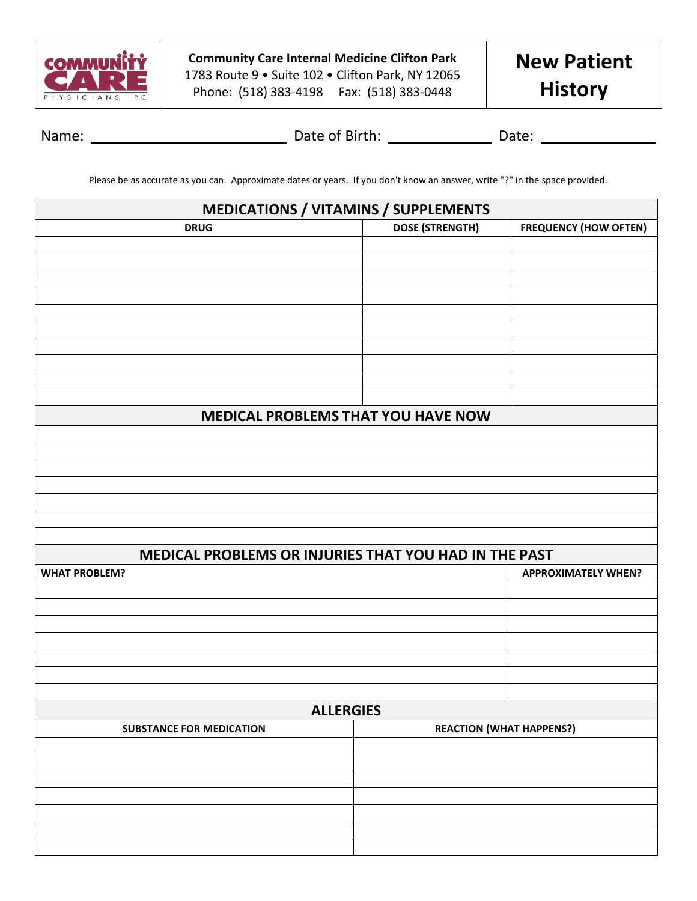**Community Care Internal Medicine Clifton Park**
1783 Route 9 • Suite 102 • Clifton Park, NY 12065
Phone: (518) 383-4198 Fax: (518) 383-0448

# New Patient History

Name: ______________________ Date of Birth: ____________ Date: ____________

Please be as accurate as you can. Approximate dates or years. If you don't know an answer, write "?" in the space provided.

## MEDICATIONS / VITAMINS / SUPPLEMENTS

| DRUG | DOSE (STRENGTH) | FREQUENCY (HOW OFTEN) |
|---|---|---|
| | | |
| | | |
| | | |
| | | |
| | | |
| | | |
| | | |
| | | |
| | | |
| | | |

## MEDICAL PROBLEMS THAT YOU HAVE NOW

| |
|---|
| |
| |
| |
| |
| |
| |
| |

## MEDICAL PROBLEMS OR INJURIES THAT YOU HAD IN THE PAST

| WHAT PROBLEM? | APPROXIMATELY WHEN? |
|---|---|
| | |
| | |
| | |
| | |
| | |
| | |
| | |

## ALLERGIES

| SUBSTANCE FOR MEDICATION | REACTION (WHAT HAPPENS?) |
|---|---|
| | |
| | |
| | |
| | |
| | |
| | |
| | |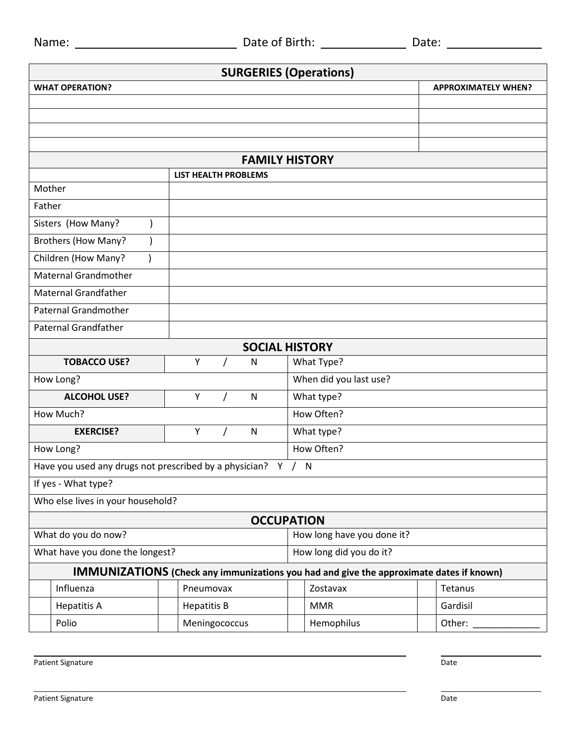Name: ______________________ Date of Birth: ____________ Date: ______________

| SURGERIES (Operations) | |
|---|---|
| **WHAT OPERATION?** | **APPROXIMATELY WHEN?** |
| | |
| | |
| | |
| | |

| FAMILY HISTORY | |
|---|---|
| | **LIST HEALTH PROBLEMS** |
| Mother | |
| Father | |
| Sisters (How Many? ) | |
| Brothers (How Many? ) | |
| Children (How Many? ) | |
| Maternal Grandmother | |
| Maternal Grandfather | |
| Paternal Grandmother | |
| Paternal Grandfather | |

| SOCIAL HISTORY | | |
|---|---|---|
| **TOBACCO USE?** | Y / N | What Type? |
| How Long? | | When did you last use? |
| **ALCOHOL USE?** | Y / N | What type? |
| How Much? | | How Often? |
| **EXERCISE?** | Y / N | What type? |
| How Long? | | How Often? |
| Have you used any drugs not prescribed by a physician? Y / N | | |
| If yes - What type? | | |
| Who else lives in your household? | | |

| OCCUPATION | |
|---|---|
| What do you do now? | How long have you done it? |
| What have you done the longest? | How long did you do it? |

**IMMUNIZATIONS** (Check any immunizations you had and give the approximate dates if known)

| | | | | | | | |
|---|---|---|---|---|---|---|---|
| | Influenza | | Pneumovax | | Zostavax | | Tetanus |
| | Hepatitis A | | Hepatitis B | | MMR | | Gardisil |
| | Polio | | Meningococcus | | Hemophilus | | Other: _____________ |

_________________________________________ ______________

Patient Signature Date

_________________________________________ ______________

Patient Signature Date